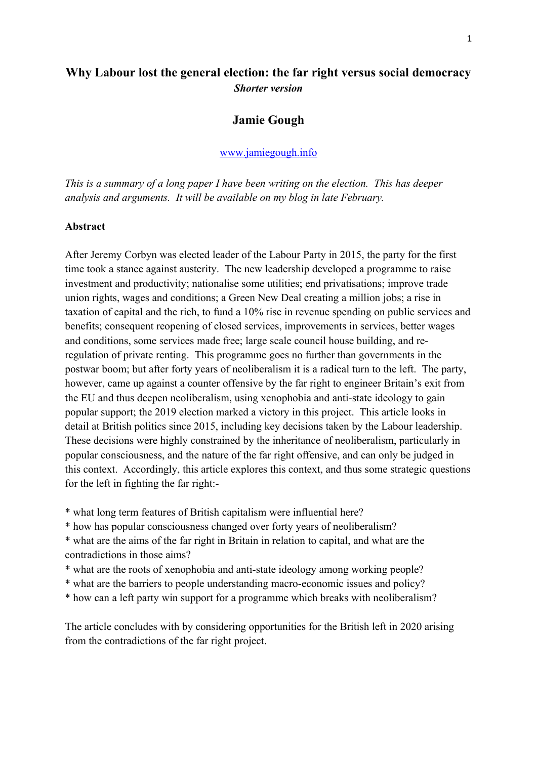# Why Labour lost the general election: the far right versus social democracy

***Shorter version***

## Jamie Gough

[www.jamiegough.info](http://www.jamiegough.info)

*This is a summary of a long paper I have been writing on the election. This has deeper analysis and arguments. It will be available on my blog in late February.*

**Abstract**

After Jeremy Corbyn was elected leader of the Labour Party in 2015, the party for the first time took a stance against austerity. The new leadership developed a programme to raise investment and productivity; nationalise some utilities; end privatisations; improve trade union rights, wages and conditions; a Green New Deal creating a million jobs; a rise in taxation of capital and the rich, to fund a 10% rise in revenue spending on public services and benefits; consequent reopening of closed services, improvements in services, better wages and conditions, some services made free; large scale council house building, and re-regulation of private renting. This programme goes no further than governments in the postwar boom; but after forty years of neoliberalism it is a radical turn to the left. The party, however, came up against a counter offensive by the far right to engineer Britain's exit from the EU and thus deepen neoliberalism, using xenophobia and anti-state ideology to gain popular support; the 2019 election marked a victory in this project. This article looks in detail at British politics since 2015, including key decisions taken by the Labour leadership. These decisions were highly constrained by the inheritance of neoliberalism, particularly in popular consciousness, and the nature of the far right offensive, and can only be judged in this context. Accordingly, this article explores this context, and thus some strategic questions for the left in fighting the far right:-

* what long term features of British capitalism were influential here?
* how has popular consciousness changed over forty years of neoliberalism?
* what are the aims of the far right in Britain in relation to capital, and what are the contradictions in those aims?
* what are the roots of xenophobia and anti-state ideology among working people?
* what are the barriers to people understanding macro-economic issues and policy?
* how can a left party win support for a programme which breaks with neoliberalism?

The article concludes with by considering opportunities for the British left in 2020 arising from the contradictions of the far right project.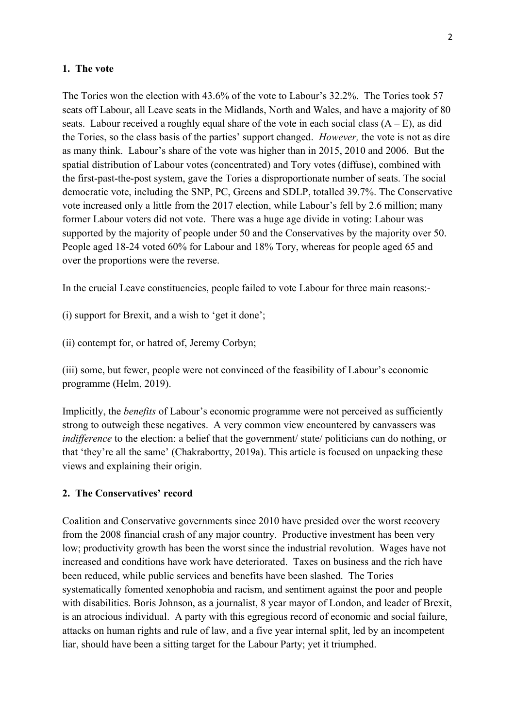## 1. The vote

The Tories won the election with 43.6% of the vote to Labour's 32.2%. The Tories took 57 seats off Labour, all Leave seats in the Midlands, North and Wales, and have a majority of 80 seats. Labour received a roughly equal share of the vote in each social class (A – E), as did the Tories, so the class basis of the parties' support changed. *However,* the vote is not as dire as many think. Labour's share of the vote was higher than in 2015, 2010 and 2006. But the spatial distribution of Labour votes (concentrated) and Tory votes (diffuse), combined with the first-past-the-post system, gave the Tories a disproportionate number of seats. The social democratic vote, including the SNP, PC, Greens and SDLP, totalled 39.7%. The Conservative vote increased only a little from the 2017 election, while Labour's fell by 2.6 million; many former Labour voters did not vote. There was a huge age divide in voting: Labour was supported by the majority of people under 50 and the Conservatives by the majority over 50. People aged 18-24 voted 60% for Labour and 18% Tory, whereas for people aged 65 and over the proportions were the reverse.

In the crucial Leave constituencies, people failed to vote Labour for three main reasons:-

(i) support for Brexit, and a wish to 'get it done';

(ii) contempt for, or hatred of, Jeremy Corbyn;

(iii) some, but fewer, people were not convinced of the feasibility of Labour's economic programme (Helm, 2019).

Implicitly, the *benefits* of Labour's economic programme were not perceived as sufficiently strong to outweigh these negatives. A very common view encountered by canvassers was *indifference* to the election: a belief that the government/ state/ politicians can do nothing, or that 'they're all the same' (Chakrabortty, 2019a). This article is focused on unpacking these views and explaining their origin.

## 2. The Conservatives' record

Coalition and Conservative governments since 2010 have presided over the worst recovery from the 2008 financial crash of any major country. Productive investment has been very low; productivity growth has been the worst since the industrial revolution. Wages have not increased and conditions have work have deteriorated. Taxes on business and the rich have been reduced, while public services and benefits have been slashed. The Tories systematically fomented xenophobia and racism, and sentiment against the poor and people with disabilities. Boris Johnson, as a journalist, 8 year mayor of London, and leader of Brexit, is an atrocious individual. A party with this egregious record of economic and social failure, attacks on human rights and rule of law, and a five year internal split, led by an incompetent liar, should have been a sitting target for the Labour Party; yet it triumphed.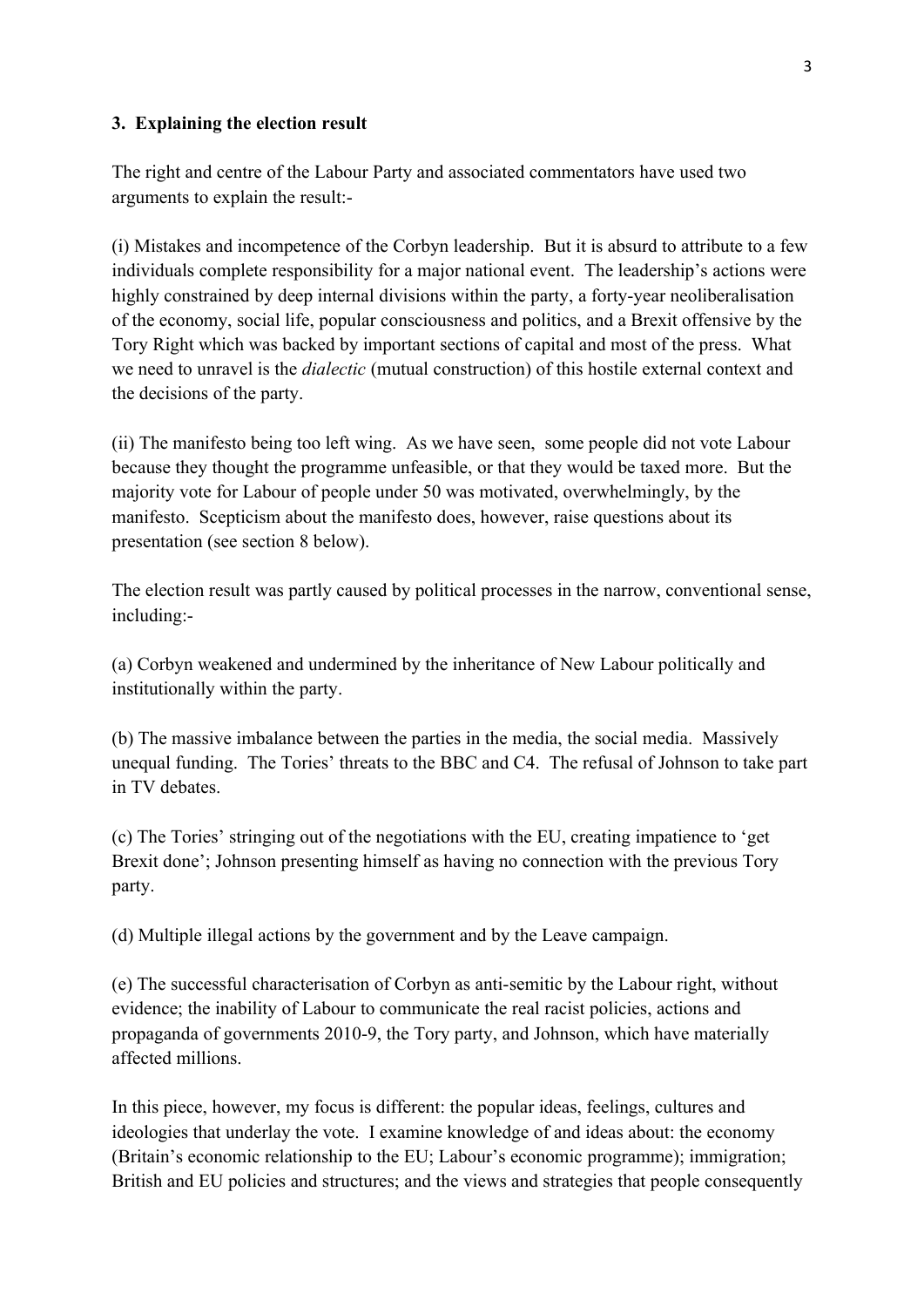### 3. Explaining the election result

The right and centre of the Labour Party and associated commentators have used two arguments to explain the result:-

(i) Mistakes and incompetence of the Corbyn leadership. But it is absurd to attribute to a few individuals complete responsibility for a major national event. The leadership's actions were highly constrained by deep internal divisions within the party, a forty-year neoliberalisation of the economy, social life, popular consciousness and politics, and a Brexit offensive by the Tory Right which was backed by important sections of capital and most of the press. What we need to unravel is the *dialectic* (mutual construction) of this hostile external context and the decisions of the party.

(ii) The manifesto being too left wing. As we have seen, some people did not vote Labour because they thought the programme unfeasible, or that they would be taxed more. But the majority vote for Labour of people under 50 was motivated, overwhelmingly, by the manifesto. Scepticism about the manifesto does, however, raise questions about its presentation (see section 8 below).

The election result was partly caused by political processes in the narrow, conventional sense, including:-

(a) Corbyn weakened and undermined by the inheritance of New Labour politically and institutionally within the party.

(b) The massive imbalance between the parties in the media, the social media. Massively unequal funding. The Tories' threats to the BBC and C4. The refusal of Johnson to take part in TV debates.

(c) The Tories' stringing out of the negotiations with the EU, creating impatience to 'get Brexit done'; Johnson presenting himself as having no connection with the previous Tory party.

(d) Multiple illegal actions by the government and by the Leave campaign.

(e) The successful characterisation of Corbyn as anti-semitic by the Labour right, without evidence; the inability of Labour to communicate the real racist policies, actions and propaganda of governments 2010-9, the Tory party, and Johnson, which have materially affected millions.

In this piece, however, my focus is different: the popular ideas, feelings, cultures and ideologies that underlay the vote. I examine knowledge of and ideas about: the economy (Britain's economic relationship to the EU; Labour's economic programme); immigration; British and EU policies and structures; and the views and strategies that people consequently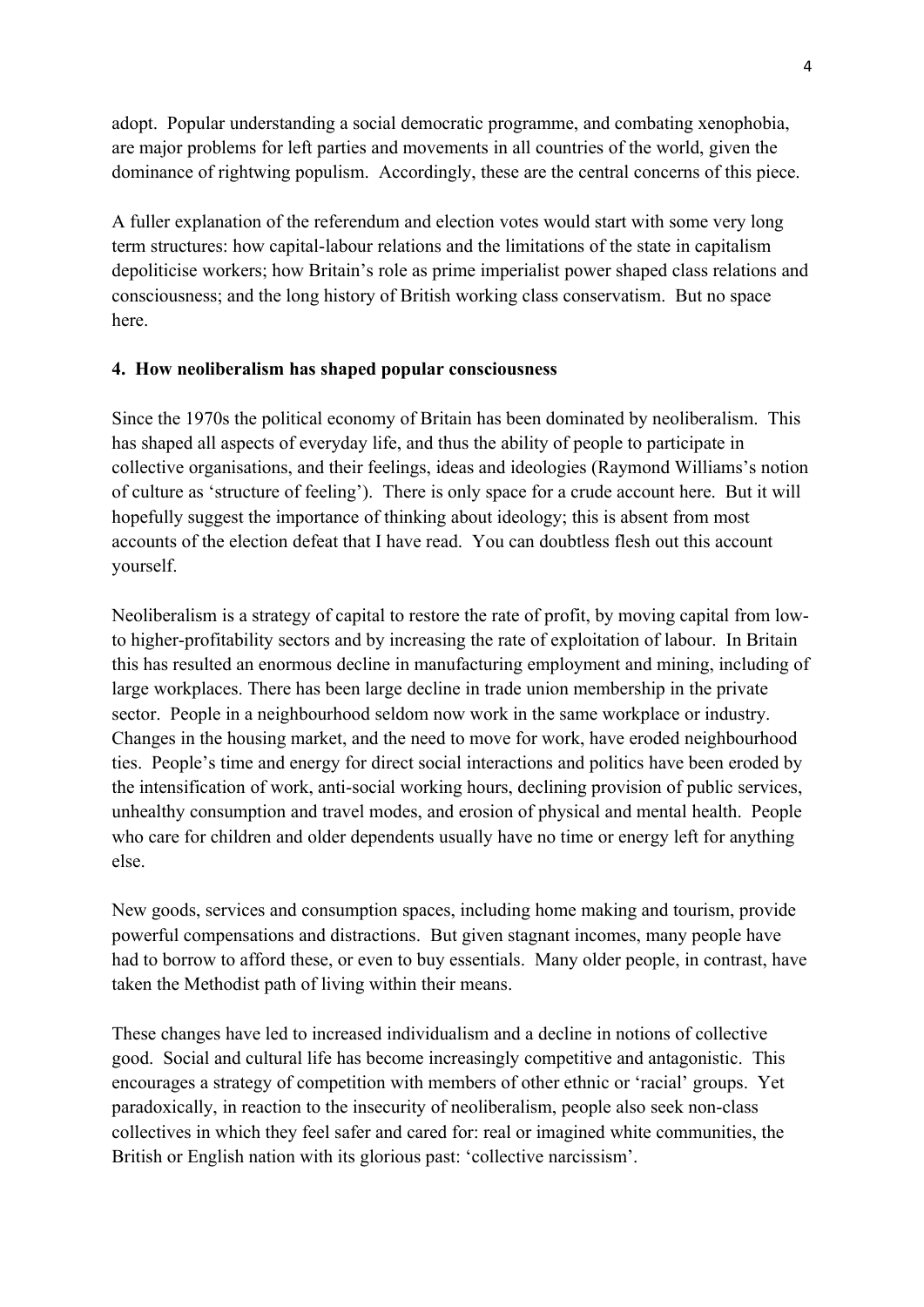adopt. Popular understanding a social democratic programme, and combating xenophobia, are major problems for left parties and movements in all countries of the world, given the dominance of rightwing populism. Accordingly, these are the central concerns of this piece.

A fuller explanation of the referendum and election votes would start with some very long term structures: how capital-labour relations and the limitations of the state in capitalism depoliticise workers; how Britain's role as prime imperialist power shaped class relations and consciousness; and the long history of British working class conservatism. But no space here.

### 4. How neoliberalism has shaped popular consciousness

Since the 1970s the political economy of Britain has been dominated by neoliberalism. This has shaped all aspects of everyday life, and thus the ability of people to participate in collective organisations, and their feelings, ideas and ideologies (Raymond Williams's notion of culture as 'structure of feeling'). There is only space for a crude account here. But it will hopefully suggest the importance of thinking about ideology; this is absent from most accounts of the election defeat that I have read. You can doubtless flesh out this account yourself.

Neoliberalism is a strategy of capital to restore the rate of profit, by moving capital from low- to higher-profitability sectors and by increasing the rate of exploitation of labour. In Britain this has resulted an enormous decline in manufacturing employment and mining, including of large workplaces. There has been large decline in trade union membership in the private sector. People in a neighbourhood seldom now work in the same workplace or industry. Changes in the housing market, and the need to move for work, have eroded neighbourhood ties. People's time and energy for direct social interactions and politics have been eroded by the intensification of work, anti-social working hours, declining provision of public services, unhealthy consumption and travel modes, and erosion of physical and mental health. People who care for children and older dependents usually have no time or energy left for anything else.

New goods, services and consumption spaces, including home making and tourism, provide powerful compensations and distractions. But given stagnant incomes, many people have had to borrow to afford these, or even to buy essentials. Many older people, in contrast, have taken the Methodist path of living within their means.

These changes have led to increased individualism and a decline in notions of collective good. Social and cultural life has become increasingly competitive and antagonistic. This encourages a strategy of competition with members of other ethnic or 'racial' groups. Yet paradoxically, in reaction to the insecurity of neoliberalism, people also seek non-class collectives in which they feel safer and cared for: real or imagined white communities, the British or English nation with its glorious past: 'collective narcissism'.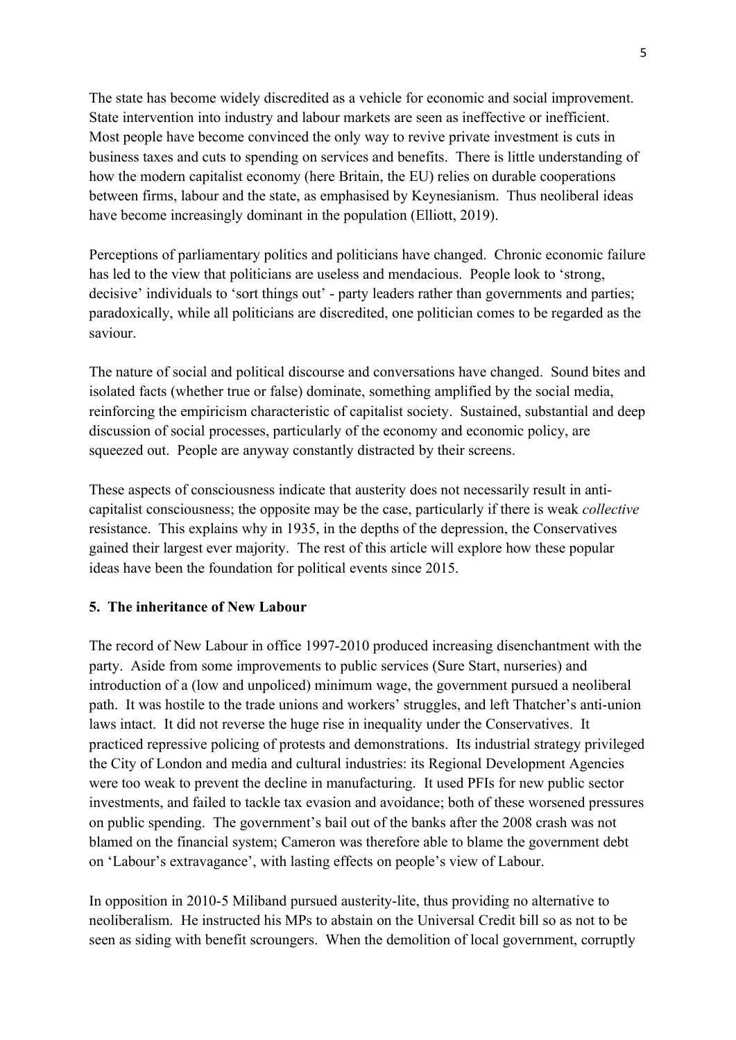The state has become widely discredited as a vehicle for economic and social improvement. State intervention into industry and labour markets are seen as ineffective or inefficient. Most people have become convinced the only way to revive private investment is cuts in business taxes and cuts to spending on services and benefits. There is little understanding of how the modern capitalist economy (here Britain, the EU) relies on durable cooperations between firms, labour and the state, as emphasised by Keynesianism. Thus neoliberal ideas have become increasingly dominant in the population (Elliott, 2019).

Perceptions of parliamentary politics and politicians have changed. Chronic economic failure has led to the view that politicians are useless and mendacious. People look to 'strong, decisive' individuals to 'sort things out' - party leaders rather than governments and parties; paradoxically, while all politicians are discredited, one politician comes to be regarded as the saviour.

The nature of social and political discourse and conversations have changed. Sound bites and isolated facts (whether true or false) dominate, something amplified by the social media, reinforcing the empiricism characteristic of capitalist society. Sustained, substantial and deep discussion of social processes, particularly of the economy and economic policy, are squeezed out. People are anyway constantly distracted by their screens.

These aspects of consciousness indicate that austerity does not necessarily result in anti-capitalist consciousness; the opposite may be the case, particularly if there is weak *collective* resistance. This explains why in 1935, in the depths of the depression, the Conservatives gained their largest ever majority. The rest of this article will explore how these popular ideas have been the foundation for political events since 2015.

## 5. The inheritance of New Labour

The record of New Labour in office 1997-2010 produced increasing disenchantment with the party. Aside from some improvements to public services (Sure Start, nurseries) and introduction of a (low and unpoliced) minimum wage, the government pursued a neoliberal path. It was hostile to the trade unions and workers' struggles, and left Thatcher's anti-union laws intact. It did not reverse the huge rise in inequality under the Conservatives. It practiced repressive policing of protests and demonstrations. Its industrial strategy privileged the City of London and media and cultural industries: its Regional Development Agencies were too weak to prevent the decline in manufacturing. It used PFIs for new public sector investments, and failed to tackle tax evasion and avoidance; both of these worsened pressures on public spending. The government's bail out of the banks after the 2008 crash was not blamed on the financial system; Cameron was therefore able to blame the government debt on 'Labour's extravagance', with lasting effects on people's view of Labour.

In opposition in 2010-5 Miliband pursued austerity-lite, thus providing no alternative to neoliberalism. He instructed his MPs to abstain on the Universal Credit bill so as not to be seen as siding with benefit scroungers. When the demolition of local government, corruptly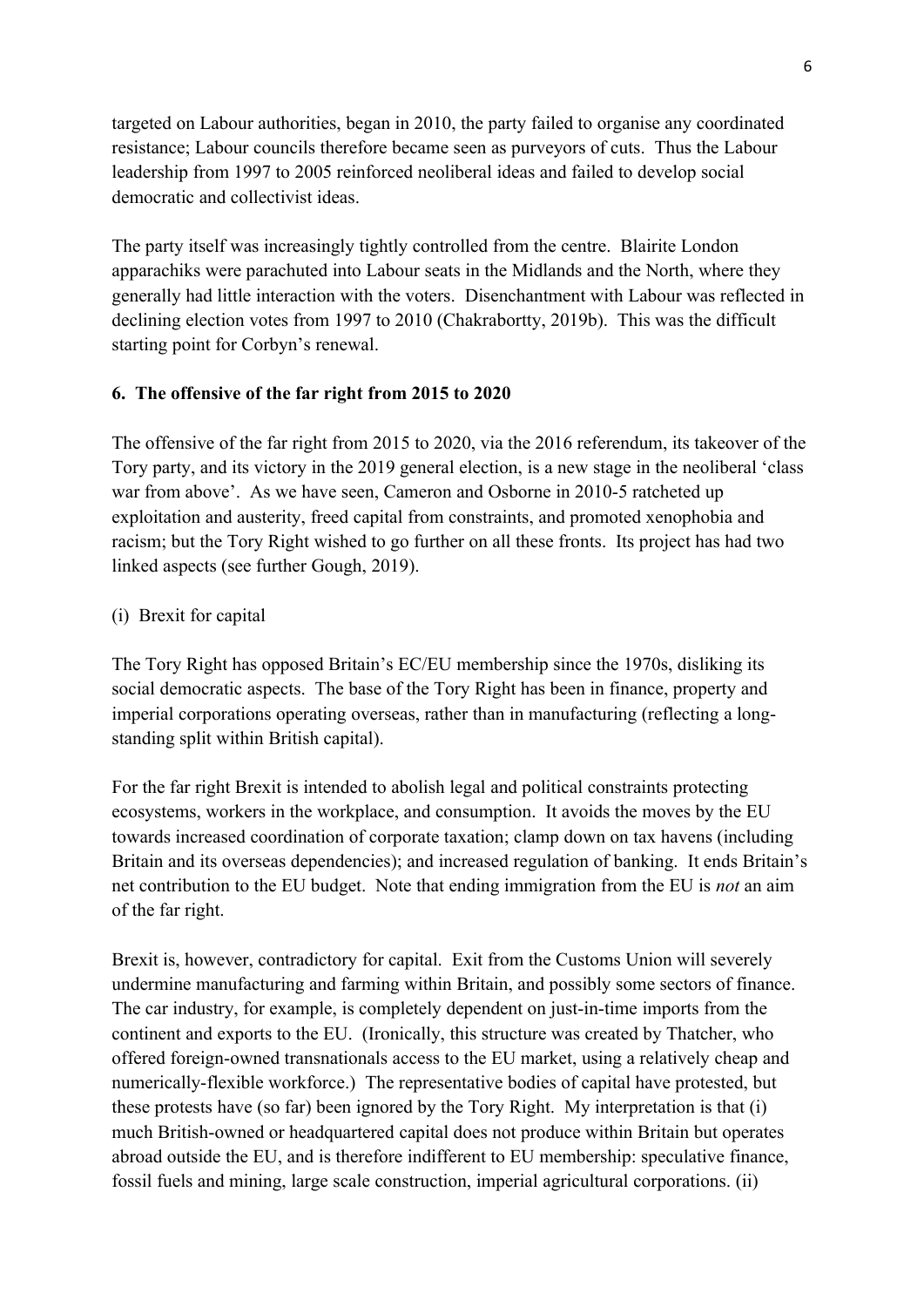targeted on Labour authorities, began in 2010, the party failed to organise any coordinated resistance; Labour councils therefore became seen as purveyors of cuts. Thus the Labour leadership from 1997 to 2005 reinforced neoliberal ideas and failed to develop social democratic and collectivist ideas.

The party itself was increasingly tightly controlled from the centre. Blairite London apparachiks were parachuted into Labour seats in the Midlands and the North, where they generally had little interaction with the voters. Disenchantment with Labour was reflected in declining election votes from 1997 to 2010 (Chakrabortty, 2019b). This was the difficult starting point for Corbyn's renewal.

## 6. The offensive of the far right from 2015 to 2020

The offensive of the far right from 2015 to 2020, via the 2016 referendum, its takeover of the Tory party, and its victory in the 2019 general election, is a new stage in the neoliberal 'class war from above'. As we have seen, Cameron and Osborne in 2010-5 ratcheted up exploitation and austerity, freed capital from constraints, and promoted xenophobia and racism; but the Tory Right wished to go further on all these fronts. Its project has had two linked aspects (see further Gough, 2019).

(i) Brexit for capital

The Tory Right has opposed Britain's EC/EU membership since the 1970s, disliking its social democratic aspects. The base of the Tory Right has been in finance, property and imperial corporations operating overseas, rather than in manufacturing (reflecting a long-standing split within British capital).

For the far right Brexit is intended to abolish legal and political constraints protecting ecosystems, workers in the workplace, and consumption. It avoids the moves by the EU towards increased coordination of corporate taxation; clamp down on tax havens (including Britain and its overseas dependencies); and increased regulation of banking. It ends Britain's net contribution to the EU budget. Note that ending immigration from the EU is *not* an aim of the far right.

Brexit is, however, contradictory for capital. Exit from the Customs Union will severely undermine manufacturing and farming within Britain, and possibly some sectors of finance. The car industry, for example, is completely dependent on just-in-time imports from the continent and exports to the EU. (Ironically, this structure was created by Thatcher, who offered foreign-owned transnationals access to the EU market, using a relatively cheap and numerically-flexible workforce.) The representative bodies of capital have protested, but these protests have (so far) been ignored by the Tory Right. My interpretation is that (i) much British-owned or headquartered capital does not produce within Britain but operates abroad outside the EU, and is therefore indifferent to EU membership: speculative finance, fossil fuels and mining, large scale construction, imperial agricultural corporations. (ii)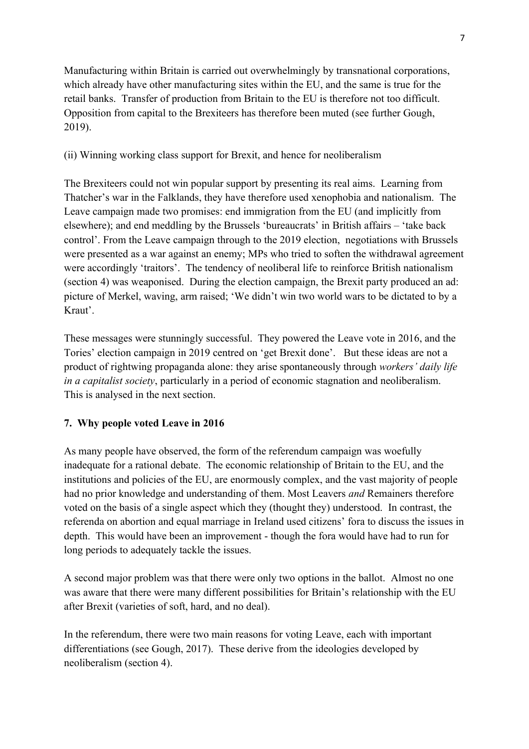Manufacturing within Britain is carried out overwhelmingly by transnational corporations, which already have other manufacturing sites within the EU, and the same is true for the retail banks. Transfer of production from Britain to the EU is therefore not too difficult. Opposition from capital to the Brexiteers has therefore been muted (see further Gough, 2019).

(ii) Winning working class support for Brexit, and hence for neoliberalism

The Brexiteers could not win popular support by presenting its real aims. Learning from Thatcher's war in the Falklands, they have therefore used xenophobia and nationalism. The Leave campaign made two promises: end immigration from the EU (and implicitly from elsewhere); and end meddling by the Brussels 'bureaucrats' in British affairs – 'take back control'. From the Leave campaign through to the 2019 election, negotiations with Brussels were presented as a war against an enemy; MPs who tried to soften the withdrawal agreement were accordingly 'traitors'. The tendency of neoliberal life to reinforce British nationalism (section 4) was weaponised. During the election campaign, the Brexit party produced an ad: picture of Merkel, waving, arm raised; 'We didn't win two world wars to be dictated to by a Kraut'.

These messages were stunningly successful. They powered the Leave vote in 2016, and the Tories' election campaign in 2019 centred on 'get Brexit done'. But these ideas are not a product of rightwing propaganda alone: they arise spontaneously through *workers' daily life in a capitalist society*, particularly in a period of economic stagnation and neoliberalism. This is analysed in the next section.

## 7. Why people voted Leave in 2016

As many people have observed, the form of the referendum campaign was woefully inadequate for a rational debate. The economic relationship of Britain to the EU, and the institutions and policies of the EU, are enormously complex, and the vast majority of people had no prior knowledge and understanding of them. Most Leavers *and* Remainers therefore voted on the basis of a single aspect which they (thought they) understood. In contrast, the referenda on abortion and equal marriage in Ireland used citizens' fora to discuss the issues in depth. This would have been an improvement - though the fora would have had to run for long periods to adequately tackle the issues.

A second major problem was that there were only two options in the ballot. Almost no one was aware that there were many different possibilities for Britain's relationship with the EU after Brexit (varieties of soft, hard, and no deal).

In the referendum, there were two main reasons for voting Leave, each with important differentiations (see Gough, 2017). These derive from the ideologies developed by neoliberalism (section 4).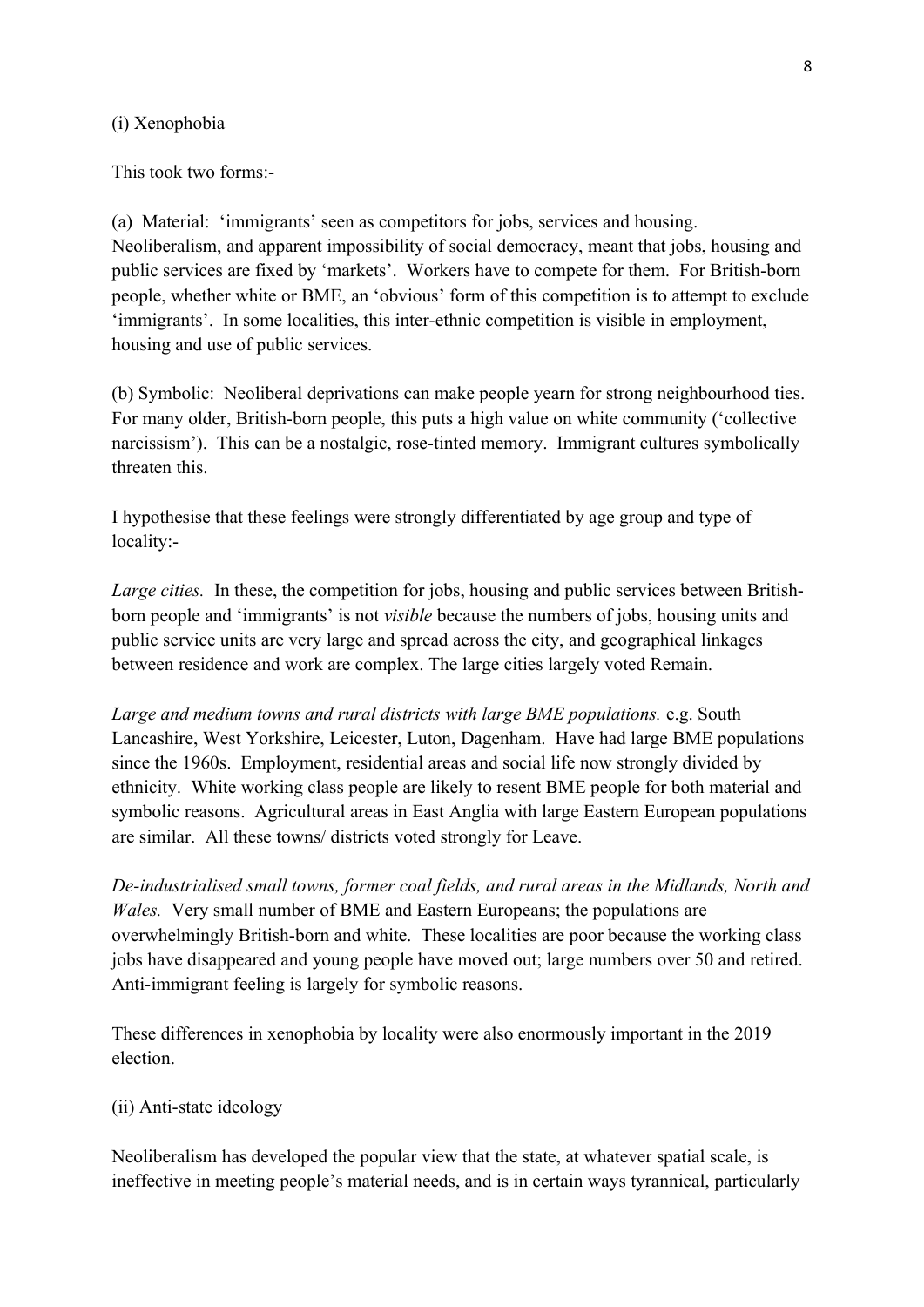(i) Xenophobia

This took two forms:-

(a) Material: 'immigrants' seen as competitors for jobs, services and housing. Neoliberalism, and apparent impossibility of social democracy, meant that jobs, housing and public services are fixed by 'markets'. Workers have to compete for them. For British-born people, whether white or BME, an 'obvious' form of this competition is to attempt to exclude 'immigrants'. In some localities, this inter-ethnic competition is visible in employment, housing and use of public services.

(b) Symbolic: Neoliberal deprivations can make people yearn for strong neighbourhood ties. For many older, British-born people, this puts a high value on white community ('collective narcissism'). This can be a nostalgic, rose-tinted memory. Immigrant cultures symbolically threaten this.

I hypothesise that these feelings were strongly differentiated by age group and type of locality:-

*Large cities.* In these, the competition for jobs, housing and public services between British-born people and 'immigrants' is not *visible* because the numbers of jobs, housing units and public service units are very large and spread across the city, and geographical linkages between residence and work are complex. The large cities largely voted Remain.

*Large and medium towns and rural districts with large BME populations.* e.g. South Lancashire, West Yorkshire, Leicester, Luton, Dagenham. Have had large BME populations since the 1960s. Employment, residential areas and social life now strongly divided by ethnicity. White working class people are likely to resent BME people for both material and symbolic reasons. Agricultural areas in East Anglia with large Eastern European populations are similar. All these towns/ districts voted strongly for Leave.

*De-industrialised small towns, former coal fields, and rural areas in the Midlands, North and Wales.* Very small number of BME and Eastern Europeans; the populations are overwhelmingly British-born and white. These localities are poor because the working class jobs have disappeared and young people have moved out; large numbers over 50 and retired. Anti-immigrant feeling is largely for symbolic reasons.

These differences in xenophobia by locality were also enormously important in the 2019 election.

(ii) Anti-state ideology

Neoliberalism has developed the popular view that the state, at whatever spatial scale, is ineffective in meeting people's material needs, and is in certain ways tyrannical, particularly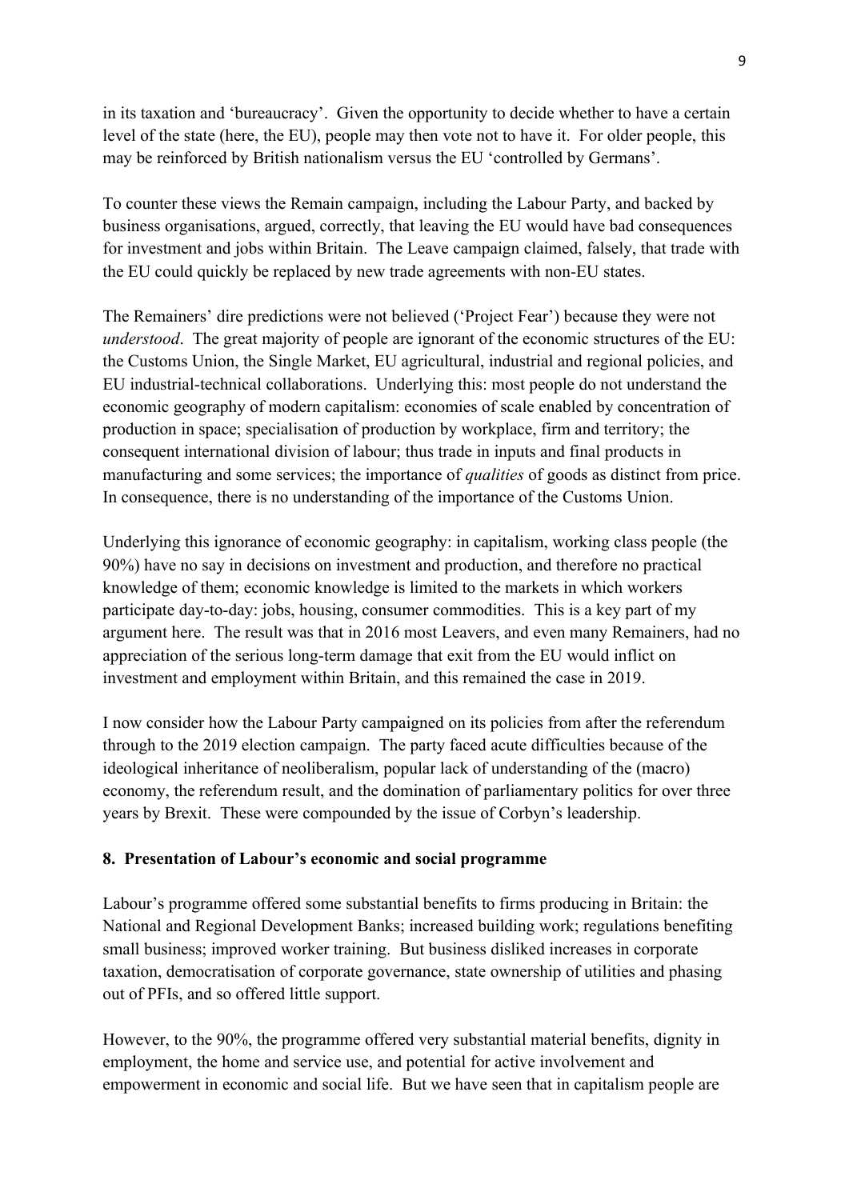in its taxation and 'bureaucracy'. Given the opportunity to decide whether to have a certain level of the state (here, the EU), people may then vote not to have it. For older people, this may be reinforced by British nationalism versus the EU 'controlled by Germans'.

To counter these views the Remain campaign, including the Labour Party, and backed by business organisations, argued, correctly, that leaving the EU would have bad consequences for investment and jobs within Britain. The Leave campaign claimed, falsely, that trade with the EU could quickly be replaced by new trade agreements with non-EU states.

The Remainers' dire predictions were not believed ('Project Fear') because they were not *understood*. The great majority of people are ignorant of the economic structures of the EU: the Customs Union, the Single Market, EU agricultural, industrial and regional policies, and EU industrial-technical collaborations. Underlying this: most people do not understand the economic geography of modern capitalism: economies of scale enabled by concentration of production in space; specialisation of production by workplace, firm and territory; the consequent international division of labour; thus trade in inputs and final products in manufacturing and some services; the importance of *qualities* of goods as distinct from price. In consequence, there is no understanding of the importance of the Customs Union.

Underlying this ignorance of economic geography: in capitalism, working class people (the 90%) have no say in decisions on investment and production, and therefore no practical knowledge of them; economic knowledge is limited to the markets in which workers participate day-to-day: jobs, housing, consumer commodities. This is a key part of my argument here. The result was that in 2016 most Leavers, and even many Remainers, had no appreciation of the serious long-term damage that exit from the EU would inflict on investment and employment within Britain, and this remained the case in 2019.

I now consider how the Labour Party campaigned on its policies from after the referendum through to the 2019 election campaign. The party faced acute difficulties because of the ideological inheritance of neoliberalism, popular lack of understanding of the (macro) economy, the referendum result, and the domination of parliamentary politics for over three years by Brexit. These were compounded by the issue of Corbyn's leadership.

## 8. Presentation of Labour's economic and social programme

Labour's programme offered some substantial benefits to firms producing in Britain: the National and Regional Development Banks; increased building work; regulations benefiting small business; improved worker training. But business disliked increases in corporate taxation, democratisation of corporate governance, state ownership of utilities and phasing out of PFIs, and so offered little support.

However, to the 90%, the programme offered very substantial material benefits, dignity in employment, the home and service use, and potential for active involvement and empowerment in economic and social life. But we have seen that in capitalism people are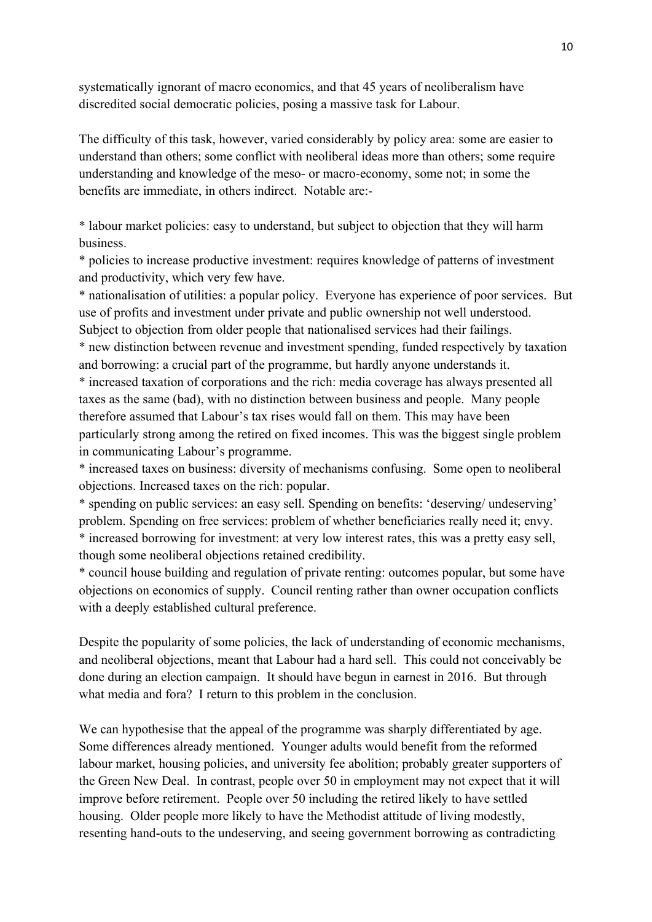systematically ignorant of macro economics, and that 45 years of neoliberalism have discredited social democratic policies, posing a massive task for Labour.

The difficulty of this task, however, varied considerably by policy area: some are easier to understand than others; some conflict with neoliberal ideas more than others; some require understanding and knowledge of the meso- or macro-economy, some not; in some the benefits are immediate, in others indirect. Notable are:-

* labour market policies: easy to understand, but subject to objection that they will harm business.
* policies to increase productive investment: requires knowledge of patterns of investment and productivity, which very few have.
* nationalisation of utilities: a popular policy. Everyone has experience of poor services. But use of profits and investment under private and public ownership not well understood. Subject to objection from older people that nationalised services had their failings.
* new distinction between revenue and investment spending, funded respectively by taxation and borrowing: a crucial part of the programme, but hardly anyone understands it.
* increased taxation of corporations and the rich: media coverage has always presented all taxes as the same (bad), with no distinction between business and people. Many people therefore assumed that Labour's tax rises would fall on them. This may have been particularly strong among the retired on fixed incomes. This was the biggest single problem in communicating Labour's programme.
* increased taxes on business: diversity of mechanisms confusing. Some open to neoliberal objections. Increased taxes on the rich: popular.
* spending on public services: an easy sell. Spending on benefits: 'deserving/ undeserving' problem. Spending on free services: problem of whether beneficiaries really need it; envy.
* increased borrowing for investment: at very low interest rates, this was a pretty easy sell, though some neoliberal objections retained credibility.
* council house building and regulation of private renting: outcomes popular, but some have objections on economics of supply. Council renting rather than owner occupation conflicts with a deeply established cultural preference.

Despite the popularity of some policies, the lack of understanding of economic mechanisms, and neoliberal objections, meant that Labour had a hard sell. This could not conceivably be done during an election campaign. It should have begun in earnest in 2016. But through what media and fora? I return to this problem in the conclusion.

We can hypothesise that the appeal of the programme was sharply differentiated by age. Some differences already mentioned. Younger adults would benefit from the reformed labour market, housing policies, and university fee abolition; probably greater supporters of the Green New Deal. In contrast, people over 50 in employment may not expect that it will improve before retirement. People over 50 including the retired likely to have settled housing. Older people more likely to have the Methodist attitude of living modestly, resenting hand-outs to the undeserving, and seeing government borrowing as contradicting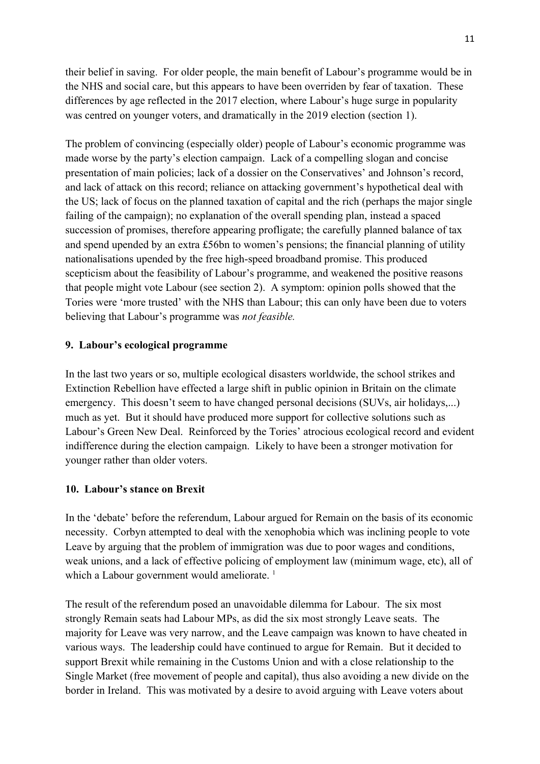their belief in saving. For older people, the main benefit of Labour's programme would be in the NHS and social care, but this appears to have been overriden by fear of taxation. These differences by age reflected in the 2017 election, where Labour's huge surge in popularity was centred on younger voters, and dramatically in the 2019 election (section 1).

The problem of convincing (especially older) people of Labour's economic programme was made worse by the party's election campaign. Lack of a compelling slogan and concise presentation of main policies; lack of a dossier on the Conservatives' and Johnson's record, and lack of attack on this record; reliance on attacking government's hypothetical deal with the US; lack of focus on the planned taxation of capital and the rich (perhaps the major single failing of the campaign); no explanation of the overall spending plan, instead a spaced succession of promises, therefore appearing profligate; the carefully planned balance of tax and spend upended by an extra £56bn to women's pensions; the financial planning of utility nationalisations upended by the free high-speed broadband promise. This produced scepticism about the feasibility of Labour's programme, and weakened the positive reasons that people might vote Labour (see section 2). A symptom: opinion polls showed that the Tories were 'more trusted' with the NHS than Labour; this can only have been due to voters believing that Labour's programme was *not feasible.*

## 9. Labour's ecological programme

In the last two years or so, multiple ecological disasters worldwide, the school strikes and Extinction Rebellion have effected a large shift in public opinion in Britain on the climate emergency. This doesn't seem to have changed personal decisions (SUVs, air holidays,...) much as yet. But it should have produced more support for collective solutions such as Labour's Green New Deal. Reinforced by the Tories' atrocious ecological record and evident indifference during the election campaign. Likely to have been a stronger motivation for younger rather than older voters.

## 10. Labour's stance on Brexit

In the 'debate' before the referendum, Labour argued for Remain on the basis of its economic necessity. Corbyn attempted to deal with the xenophobia which was inclining people to vote Leave by arguing that the problem of immigration was due to poor wages and conditions, weak unions, and a lack of effective policing of employment law (minimum wage, etc), all of which a Labour government would ameliorate. [1]

The result of the referendum posed an unavoidable dilemma for Labour. The six most strongly Remain seats had Labour MPs, as did the six most strongly Leave seats. The majority for Leave was very narrow, and the Leave campaign was known to have cheated in various ways. The leadership could have continued to argue for Remain. But it decided to support Brexit while remaining in the Customs Union and with a close relationship to the Single Market (free movement of people and capital), thus also avoiding a new divide on the border in Ireland. This was motivated by a desire to avoid arguing with Leave voters about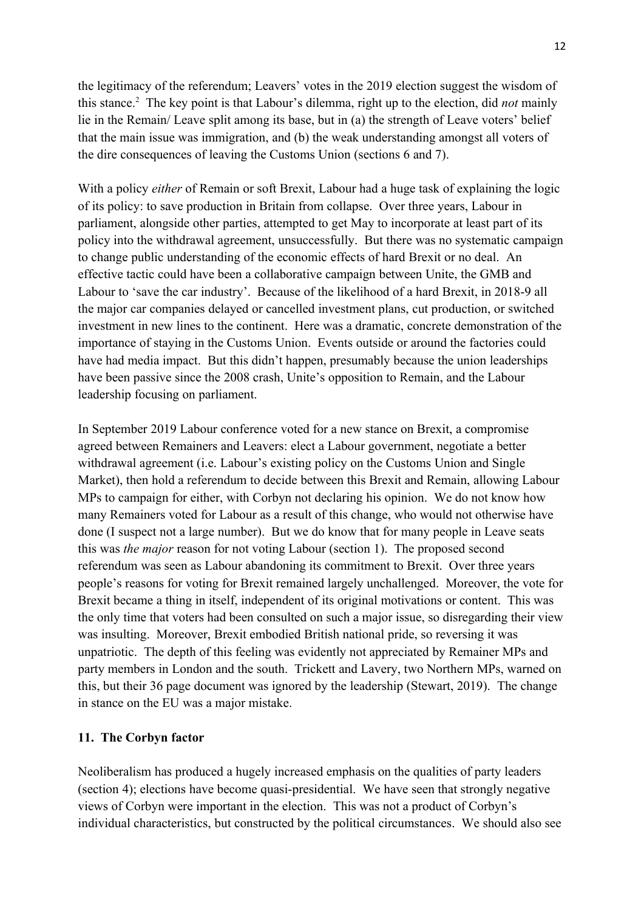the legitimacy of the referendum; Leavers' votes in the 2019 election suggest the wisdom of this stance.[2] The key point is that Labour's dilemma, right up to the election, did *not* mainly lie in the Remain/ Leave split among its base, but in (a) the strength of Leave voters' belief that the main issue was immigration, and (b) the weak understanding amongst all voters of the dire consequences of leaving the Customs Union (sections 6 and 7).

With a policy *either* of Remain or soft Brexit, Labour had a huge task of explaining the logic of its policy: to save production in Britain from collapse. Over three years, Labour in parliament, alongside other parties, attempted to get May to incorporate at least part of its policy into the withdrawal agreement, unsuccessfully. But there was no systematic campaign to change public understanding of the economic effects of hard Brexit or no deal. An effective tactic could have been a collaborative campaign between Unite, the GMB and Labour to 'save the car industry'. Because of the likelihood of a hard Brexit, in 2018-9 all the major car companies delayed or cancelled investment plans, cut production, or switched investment in new lines to the continent. Here was a dramatic, concrete demonstration of the importance of staying in the Customs Union. Events outside or around the factories could have had media impact. But this didn't happen, presumably because the union leaderships have been passive since the 2008 crash, Unite's opposition to Remain, and the Labour leadership focusing on parliament.

In September 2019 Labour conference voted for a new stance on Brexit, a compromise agreed between Remainers and Leavers: elect a Labour government, negotiate a better withdrawal agreement (i.e. Labour's existing policy on the Customs Union and Single Market), then hold a referendum to decide between this Brexit and Remain, allowing Labour MPs to campaign for either, with Corbyn not declaring his opinion. We do not know how many Remainers voted for Labour as a result of this change, who would not otherwise have done (I suspect not a large number). But we do know that for many people in Leave seats this was *the major* reason for not voting Labour (section 1). The proposed second referendum was seen as Labour abandoning its commitment to Brexit. Over three years people's reasons for voting for Brexit remained largely unchallenged. Moreover, the vote for Brexit became a thing in itself, independent of its original motivations or content. This was the only time that voters had been consulted on such a major issue, so disregarding their view was insulting. Moreover, Brexit embodied British national pride, so reversing it was unpatriotic. The depth of this feeling was evidently not appreciated by Remainer MPs and party members in London and the south. Trickett and Lavery, two Northern MPs, warned on this, but their 36 page document was ignored by the leadership (Stewart, 2019). The change in stance on the EU was a major mistake.

## 11. The Corbyn factor

Neoliberalism has produced a hugely increased emphasis on the qualities of party leaders (section 4); elections have become quasi-presidential. We have seen that strongly negative views of Corbyn were important in the election. This was not a product of Corbyn's individual characteristics, but constructed by the political circumstances. We should also see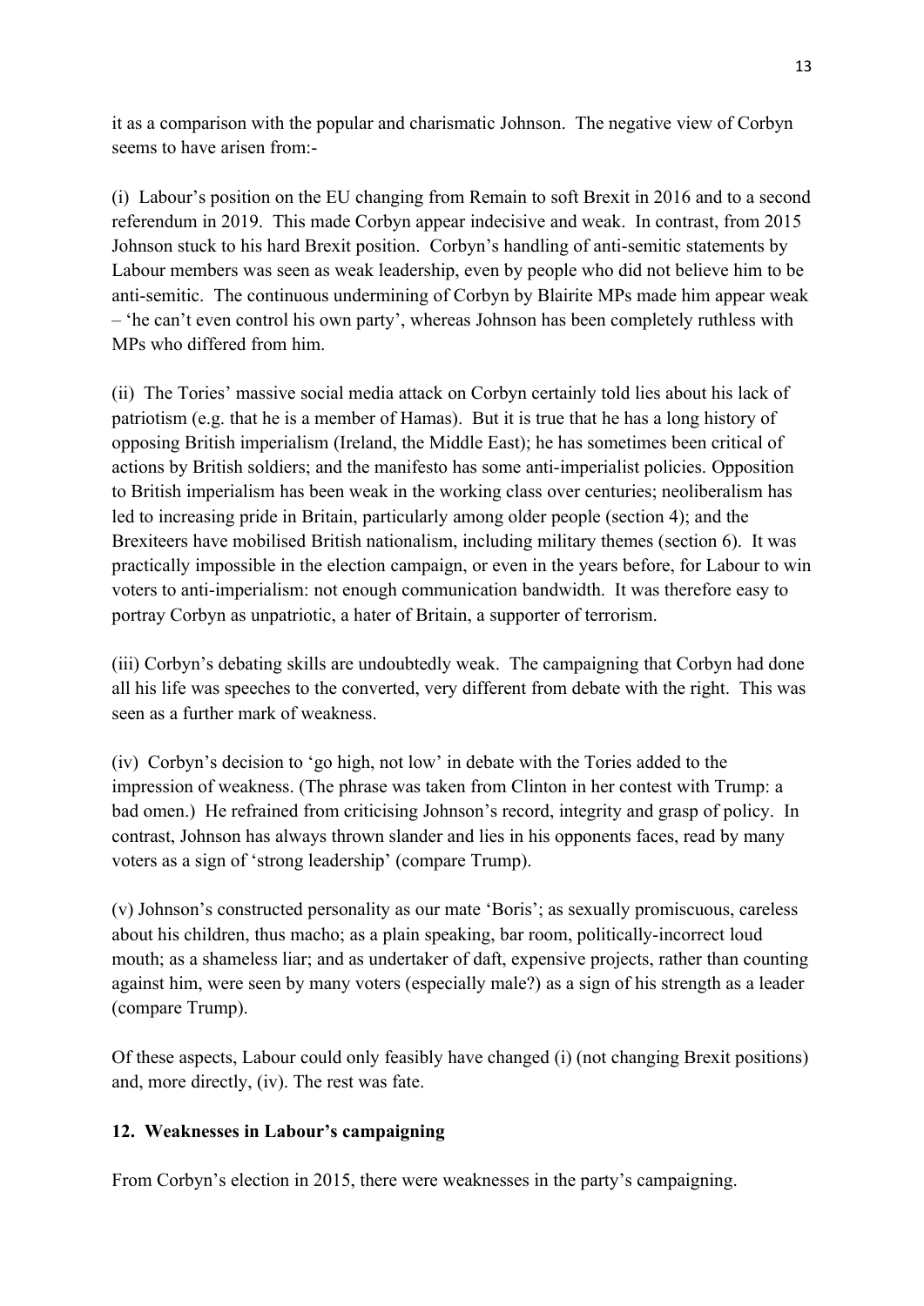it as a comparison with the popular and charismatic Johnson. The negative view of Corbyn seems to have arisen from:-

(i) Labour's position on the EU changing from Remain to soft Brexit in 2016 and to a second referendum in 2019. This made Corbyn appear indecisive and weak. In contrast, from 2015 Johnson stuck to his hard Brexit position. Corbyn's handling of anti-semitic statements by Labour members was seen as weak leadership, even by people who did not believe him to be anti-semitic. The continuous undermining of Corbyn by Blairite MPs made him appear weak – 'he can't even control his own party', whereas Johnson has been completely ruthless with MPs who differed from him.

(ii) The Tories' massive social media attack on Corbyn certainly told lies about his lack of patriotism (e.g. that he is a member of Hamas). But it is true that he has a long history of opposing British imperialism (Ireland, the Middle East); he has sometimes been critical of actions by British soldiers; and the manifesto has some anti-imperialist policies. Opposition to British imperialism has been weak in the working class over centuries; neoliberalism has led to increasing pride in Britain, particularly among older people (section 4); and the Brexiteers have mobilised British nationalism, including military themes (section 6). It was practically impossible in the election campaign, or even in the years before, for Labour to win voters to anti-imperialism: not enough communication bandwidth. It was therefore easy to portray Corbyn as unpatriotic, a hater of Britain, a supporter of terrorism.

(iii) Corbyn's debating skills are undoubtedly weak. The campaigning that Corbyn had done all his life was speeches to the converted, very different from debate with the right. This was seen as a further mark of weakness.

(iv) Corbyn's decision to 'go high, not low' in debate with the Tories added to the impression of weakness. (The phrase was taken from Clinton in her contest with Trump: a bad omen.) He refrained from criticising Johnson's record, integrity and grasp of policy. In contrast, Johnson has always thrown slander and lies in his opponents faces, read by many voters as a sign of 'strong leadership' (compare Trump).

(v) Johnson's constructed personality as our mate 'Boris'; as sexually promiscuous, careless about his children, thus macho; as a plain speaking, bar room, politically-incorrect loud mouth; as a shameless liar; and as undertaker of daft, expensive projects, rather than counting against him, were seen by many voters (especially male?) as a sign of his strength as a leader (compare Trump).

Of these aspects, Labour could only feasibly have changed (i) (not changing Brexit positions) and, more directly, (iv). The rest was fate.

## 12. Weaknesses in Labour's campaigning

From Corbyn's election in 2015, there were weaknesses in the party's campaigning.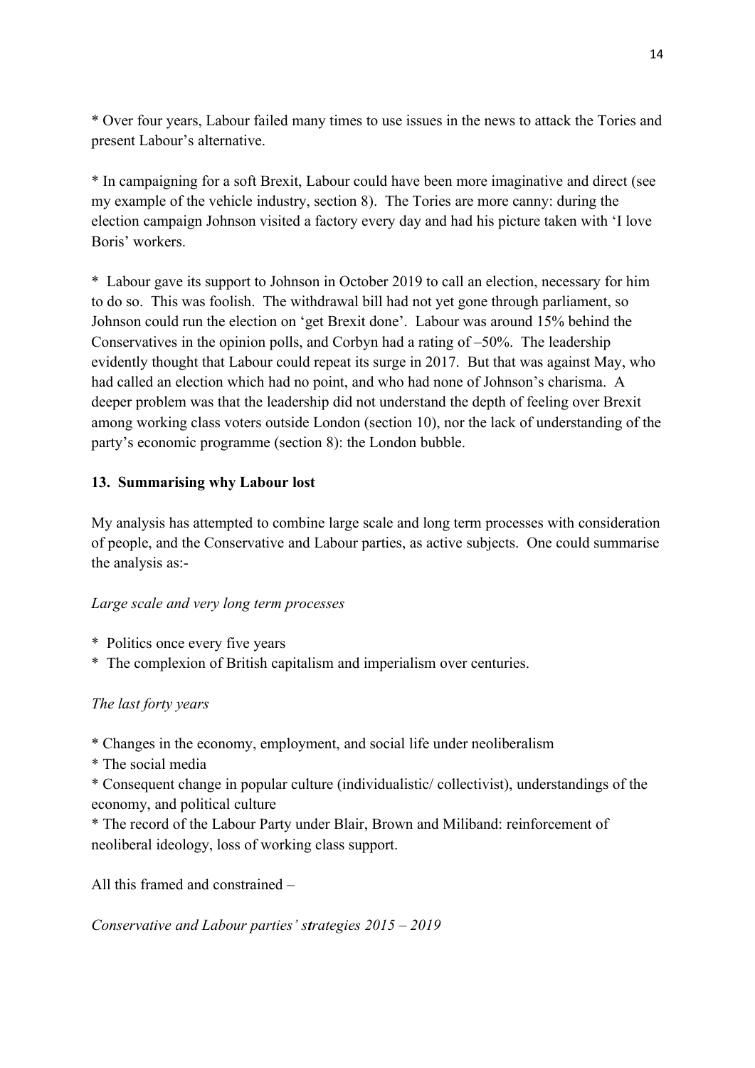* Over four years, Labour failed many times to use issues in the news to attack the Tories and present Labour's alternative.

* In campaigning for a soft Brexit, Labour could have been more imaginative and direct (see my example of the vehicle industry, section 8). The Tories are more canny: during the election campaign Johnson visited a factory every day and had his picture taken with 'I love Boris' workers.

* Labour gave its support to Johnson in October 2019 to call an election, necessary for him to do so. This was foolish. The withdrawal bill had not yet gone through parliament, so Johnson could run the election on 'get Brexit done'. Labour was around 15% behind the Conservatives in the opinion polls, and Corbyn had a rating of –50%. The leadership evidently thought that Labour could repeat its surge in 2017. But that was against May, who had called an election which had no point, and who had none of Johnson's charisma. A deeper problem was that the leadership did not understand the depth of feeling over Brexit among working class voters outside London (section 10), nor the lack of understanding of the party's economic programme (section 8): the London bubble.

## 13. Summarising why Labour lost

My analysis has attempted to combine large scale and long term processes with consideration of people, and the Conservative and Labour parties, as active subjects. One could summarise the analysis as:-

*Large scale and very long term processes*

* Politics once every five years
* The complexion of British capitalism and imperialism over centuries.

*The last forty years*

* Changes in the economy, employment, and social life under neoliberalism
* The social media
* Consequent change in popular culture (individualistic/ collectivist), understandings of the economy, and political culture
* The record of the Labour Party under Blair, Brown and Miliband: reinforcement of neoliberal ideology, loss of working class support.

All this framed and constrained –

*Conservative and Labour parties' strategies 2015 – 2019*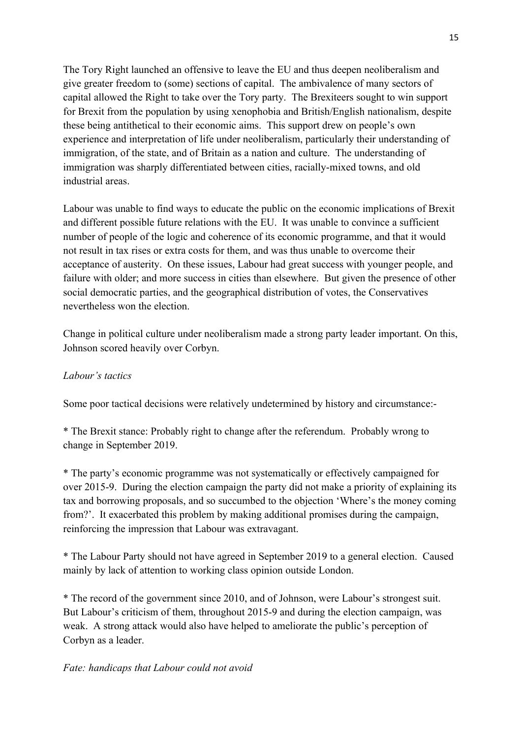The Tory Right launched an offensive to leave the EU and thus deepen neoliberalism and give greater freedom to (some) sections of capital. The ambivalence of many sectors of capital allowed the Right to take over the Tory party. The Brexiteers sought to win support for Brexit from the population by using xenophobia and British/English nationalism, despite these being antithetical to their economic aims. This support drew on people's own experience and interpretation of life under neoliberalism, particularly their understanding of immigration, of the state, and of Britain as a nation and culture. The understanding of immigration was sharply differentiated between cities, racially-mixed towns, and old industrial areas.

Labour was unable to find ways to educate the public on the economic implications of Brexit and different possible future relations with the EU. It was unable to convince a sufficient number of people of the logic and coherence of its economic programme, and that it would not result in tax rises or extra costs for them, and was thus unable to overcome their acceptance of austerity. On these issues, Labour had great success with younger people, and failure with older; and more success in cities than elsewhere. But given the presence of other social democratic parties, and the geographical distribution of votes, the Conservatives nevertheless won the election.

Change in political culture under neoliberalism made a strong party leader important. On this, Johnson scored heavily over Corbyn.

*Labour's tactics*

Some poor tactical decisions were relatively undetermined by history and circumstance:-

* The Brexit stance: Probably right to change after the referendum. Probably wrong to change in September 2019.

* The party's economic programme was not systematically or effectively campaigned for over 2015-9. During the election campaign the party did not make a priority of explaining its tax and borrowing proposals, and so succumbed to the objection 'Where's the money coming from?'. It exacerbated this problem by making additional promises during the campaign, reinforcing the impression that Labour was extravagant.

* The Labour Party should not have agreed in September 2019 to a general election. Caused mainly by lack of attention to working class opinion outside London.

* The record of the government since 2010, and of Johnson, were Labour's strongest suit. But Labour's criticism of them, throughout 2015-9 and during the election campaign, was weak. A strong attack would also have helped to ameliorate the public's perception of Corbyn as a leader.

*Fate: handicaps that Labour could not avoid*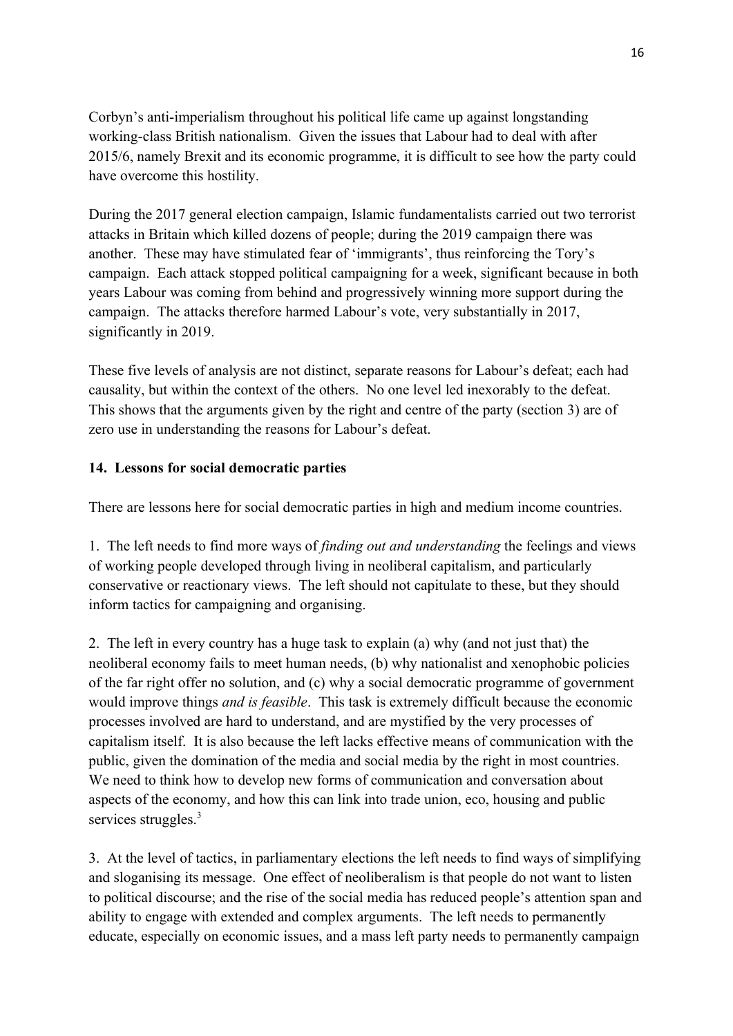Corbyn's anti-imperialism throughout his political life came up against longstanding working-class British nationalism. Given the issues that Labour had to deal with after 2015/6, namely Brexit and its economic programme, it is difficult to see how the party could have overcome this hostility.

During the 2017 general election campaign, Islamic fundamentalists carried out two terrorist attacks in Britain which killed dozens of people; during the 2019 campaign there was another. These may have stimulated fear of 'immigrants', thus reinforcing the Tory's campaign. Each attack stopped political campaigning for a week, significant because in both years Labour was coming from behind and progressively winning more support during the campaign. The attacks therefore harmed Labour's vote, very substantially in 2017, significantly in 2019.

These five levels of analysis are not distinct, separate reasons for Labour's defeat; each had causality, but within the context of the others. No one level led inexorably to the defeat. This shows that the arguments given by the right and centre of the party (section 3) are of zero use in understanding the reasons for Labour's defeat.

## 14. Lessons for social democratic parties

There are lessons here for social democratic parties in high and medium income countries.

1. The left needs to find more ways of *finding out and understanding* the feelings and views of working people developed through living in neoliberal capitalism, and particularly conservative or reactionary views. The left should not capitulate to these, but they should inform tactics for campaigning and organising.

2. The left in every country has a huge task to explain (a) why (and not just that) the neoliberal economy fails to meet human needs, (b) why nationalist and xenophobic policies of the far right offer no solution, and (c) why a social democratic programme of government would improve things *and is feasible*. This task is extremely difficult because the economic processes involved are hard to understand, and are mystified by the very processes of capitalism itself. It is also because the left lacks effective means of communication with the public, given the domination of the media and social media by the right in most countries. We need to think how to develop new forms of communication and conversation about aspects of the economy, and how this can link into trade union, eco, housing and public services struggles.[3]

3. At the level of tactics, in parliamentary elections the left needs to find ways of simplifying and sloganising its message. One effect of neoliberalism is that people do not want to listen to political discourse; and the rise of the social media has reduced people's attention span and ability to engage with extended and complex arguments. The left needs to permanently educate, especially on economic issues, and a mass left party needs to permanently campaign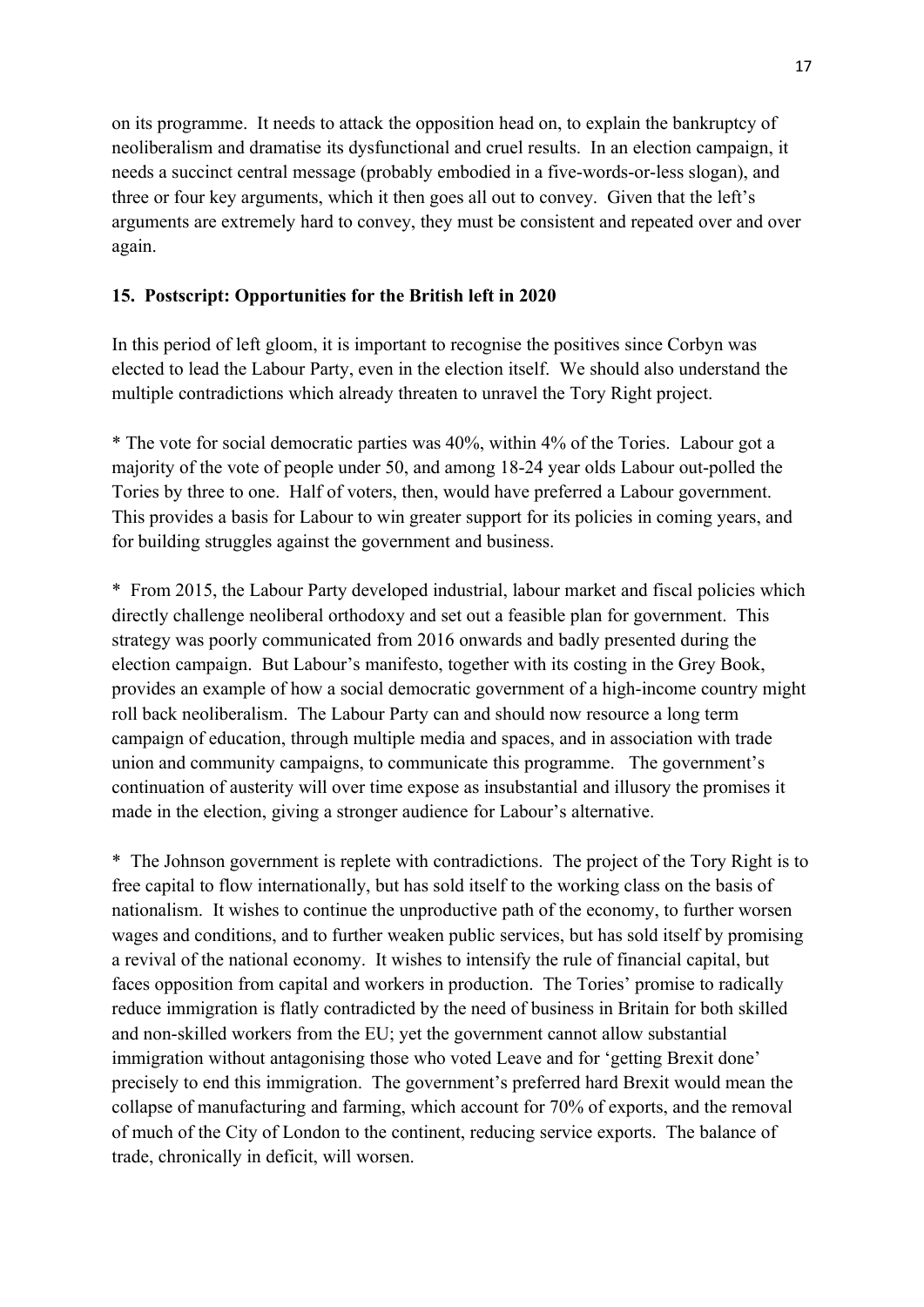on its programme. It needs to attack the opposition head on, to explain the bankruptcy of neoliberalism and dramatise its dysfunctional and cruel results. In an election campaign, it needs a succinct central message (probably embodied in a five-words-or-less slogan), and three or four key arguments, which it then goes all out to convey. Given that the left's arguments are extremely hard to convey, they must be consistent and repeated over and over again.

**15. Postscript: Opportunities for the British left in 2020**

In this period of left gloom, it is important to recognise the positives since Corbyn was elected to lead the Labour Party, even in the election itself. We should also understand the multiple contradictions which already threaten to unravel the Tory Right project.

* The vote for social democratic parties was 40%, within 4% of the Tories. Labour got a majority of the vote of people under 50, and among 18-24 year olds Labour out-polled the Tories by three to one. Half of voters, then, would have preferred a Labour government. This provides a basis for Labour to win greater support for its policies in coming years, and for building struggles against the government and business.

* From 2015, the Labour Party developed industrial, labour market and fiscal policies which directly challenge neoliberal orthodoxy and set out a feasible plan for government. This strategy was poorly communicated from 2016 onwards and badly presented during the election campaign. But Labour's manifesto, together with its costing in the Grey Book, provides an example of how a social democratic government of a high-income country might roll back neoliberalism. The Labour Party can and should now resource a long term campaign of education, through multiple media and spaces, and in association with trade union and community campaigns, to communicate this programme. The government's continuation of austerity will over time expose as insubstantial and illusory the promises it made in the election, giving a stronger audience for Labour's alternative.

* The Johnson government is replete with contradictions. The project of the Tory Right is to free capital to flow internationally, but has sold itself to the working class on the basis of nationalism. It wishes to continue the unproductive path of the economy, to further worsen wages and conditions, and to further weaken public services, but has sold itself by promising a revival of the national economy. It wishes to intensify the rule of financial capital, but faces opposition from capital and workers in production. The Tories' promise to radically reduce immigration is flatly contradicted by the need of business in Britain for both skilled and non-skilled workers from the EU; yet the government cannot allow substantial immigration without antagonising those who voted Leave and for 'getting Brexit done' precisely to end this immigration. The government's preferred hard Brexit would mean the collapse of manufacturing and farming, which account for 70% of exports, and the removal of much of the City of London to the continent, reducing service exports. The balance of trade, chronically in deficit, will worsen.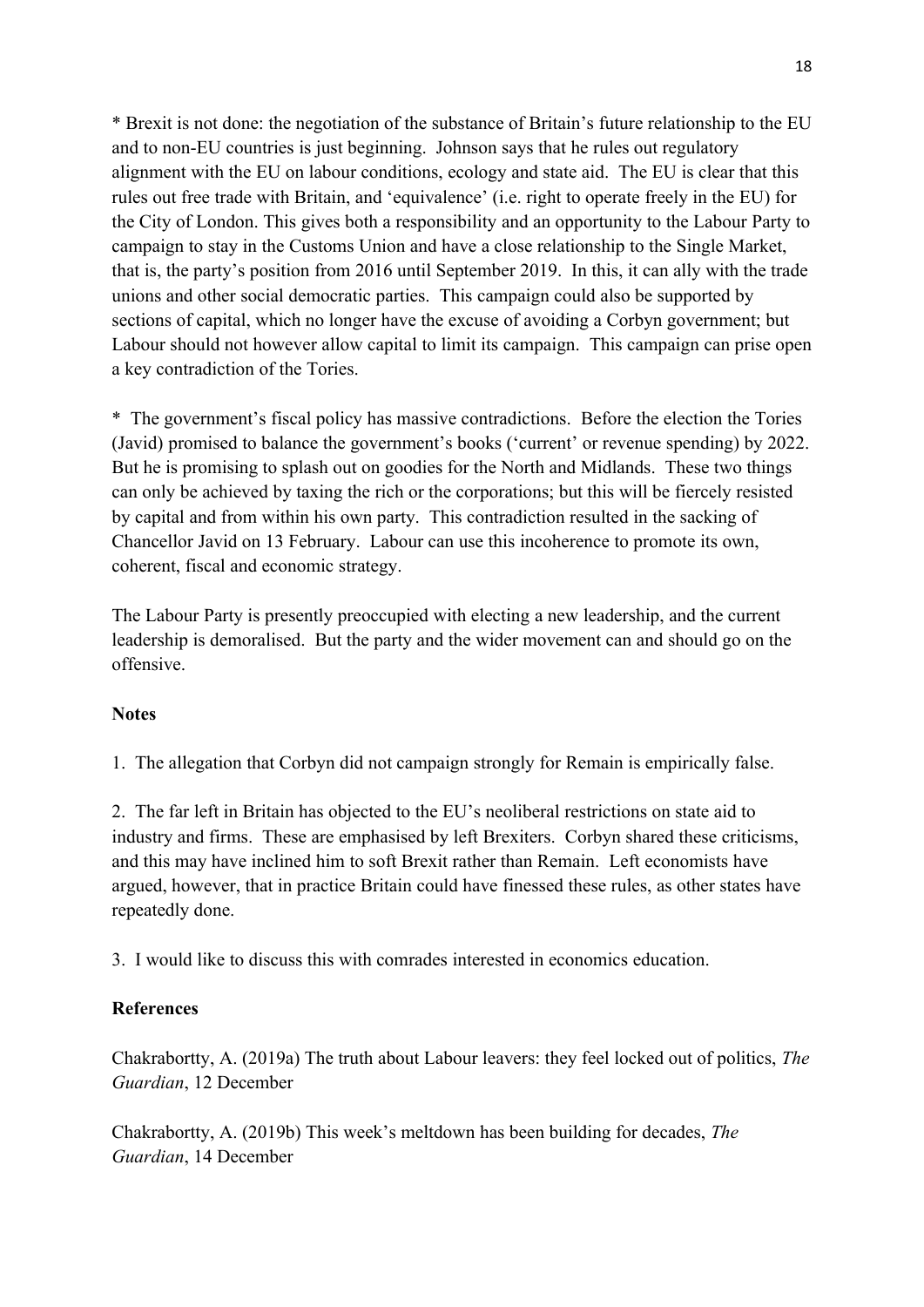* Brexit is not done: the negotiation of the substance of Britain's future relationship to the EU and to non-EU countries is just beginning. Johnson says that he rules out regulatory alignment with the EU on labour conditions, ecology and state aid. The EU is clear that this rules out free trade with Britain, and 'equivalence' (i.e. right to operate freely in the EU) for the City of London. This gives both a responsibility and an opportunity to the Labour Party to campaign to stay in the Customs Union and have a close relationship to the Single Market, that is, the party's position from 2016 until September 2019. In this, it can ally with the trade unions and other social democratic parties. This campaign could also be supported by sections of capital, which no longer have the excuse of avoiding a Corbyn government; but Labour should not however allow capital to limit its campaign. This campaign can prise open a key contradiction of the Tories.

* The government's fiscal policy has massive contradictions. Before the election the Tories (Javid) promised to balance the government's books ('current' or revenue spending) by 2022. But he is promising to splash out on goodies for the North and Midlands. These two things can only be achieved by taxing the rich or the corporations; but this will be fiercely resisted by capital and from within his own party. This contradiction resulted in the sacking of Chancellor Javid on 13 February. Labour can use this incoherence to promote its own, coherent, fiscal and economic strategy.

The Labour Party is presently preoccupied with electing a new leadership, and the current leadership is demoralised. But the party and the wider movement can and should go on the offensive.

**Notes**

1. The allegation that Corbyn did not campaign strongly for Remain is empirically false.

2. The far left in Britain has objected to the EU's neoliberal restrictions on state aid to industry and firms. These are emphasised by left Brexiters. Corbyn shared these criticisms, and this may have inclined him to soft Brexit rather than Remain. Left economists have argued, however, that in practice Britain could have finessed these rules, as other states have repeatedly done.

3. I would like to discuss this with comrades interested in economics education.

**References**

Chakrabortty, A. (2019a) The truth about Labour leavers: they feel locked out of politics, *The Guardian*, 12 December

Chakrabortty, A. (2019b) This week's meltdown has been building for decades, *The Guardian*, 14 December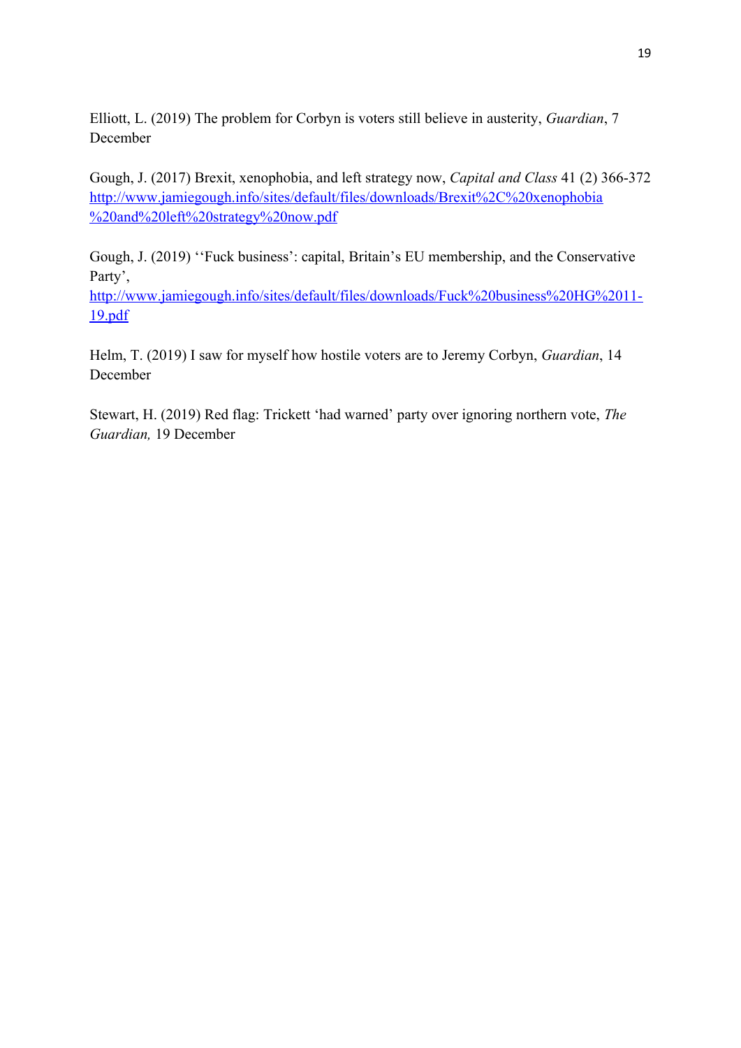Elliott, L. (2019) The problem for Corbyn is voters still believe in austerity, *Guardian*, 7 December

Gough, J. (2017) Brexit, xenophobia, and left strategy now, *Capital and Class* 41 (2) 366-372 [http://www.jamiegough.info/sites/default/files/downloads/Brexit%2C%20xenophobia%20and%20left%20strategy%20now.pdf](http://www.jamiegough.info/sites/default/files/downloads/Brexit%2C%20xenophobia%20and%20left%20strategy%20now.pdf)

Gough, J. (2019) ''Fuck business': capital, Britain's EU membership, and the Conservative Party', [http://www.jamiegough.info/sites/default/files/downloads/Fuck%20business%20HG%2011-19.pdf](http://www.jamiegough.info/sites/default/files/downloads/Fuck%20business%20HG%2011-19.pdf)

Helm, T. (2019) I saw for myself how hostile voters are to Jeremy Corbyn, *Guardian*, 14 December

Stewart, H. (2019) Red flag: Trickett 'had warned' party over ignoring northern vote, *The Guardian,* 19 December